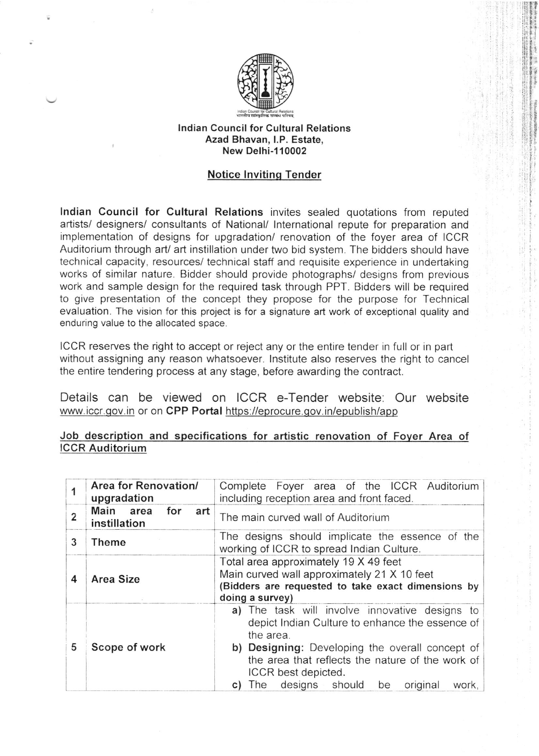Indian Council for Cultural Relations
भारतीय सांस्कृतिक सम्बंध परिषद्

**Indian Council for Cultural Relations**
**Azad Bhavan, I.P. Estate,**
**New Delhi-110002**

## Notice Inviting Tender

**Indian Council for Cultural Relations** invites sealed quotations from reputed artists/ designers/ consultants of National/ International repute for preparation and implementation of designs for upgradation/ renovation of the foyer area of ICCR Auditorium through art/ art instillation under two bid system. The bidders should have technical capacity, resources/ technical staff and requisite experience in undertaking works of similar nature. Bidder should provide photographs/ designs from previous work and sample design for the required task through PPT. Bidders will be required to give presentation of the concept they propose for the purpose for Technical evaluation. The vision for this project is for a signature art work of exceptional quality and enduring value to the allocated space.

ICCR reserves the right to accept or reject any or the entire tender in full or in part without assigning any reason whatsoever. Institute also reserves the right to cancel the entire tendering process at any stage, before awarding the contract.

Details can be viewed on ICCR e-Tender website: Our website www.iccr.gov.in or on **CPP Portal** https://eprocure.gov.in/epublish/app

### Job description and specifications for artistic renovation of Foyer Area of ICCR Auditorium

| | | |
|---|---|---|
| 1 | **Area for Renovation/ upgradation** | Complete Foyer area of the ICCR Auditorium including reception area and front faced. |
| 2 | **Main area for art instillation** | The main curved wall of Auditorium |
| 3 | **Theme** | The designs should implicate the essence of the working of ICCR to spread Indian Culture. |
| 4 | **Area Size** | Total area approximately 19 X 49 feet<br>Main curved wall approximately 21 X 10 feet<br>**(Bidders are requested to take exact dimensions by doing a survey)** |
| 5 | **Scope of work** | **a)** The task will involve innovative designs to depict Indian Culture to enhance the essence of the area.<br>**b) Designing:** Developing the overall concept of the area that reflects the nature of the work of ICCR best depicted.<br>**c)** The designs should be original work, |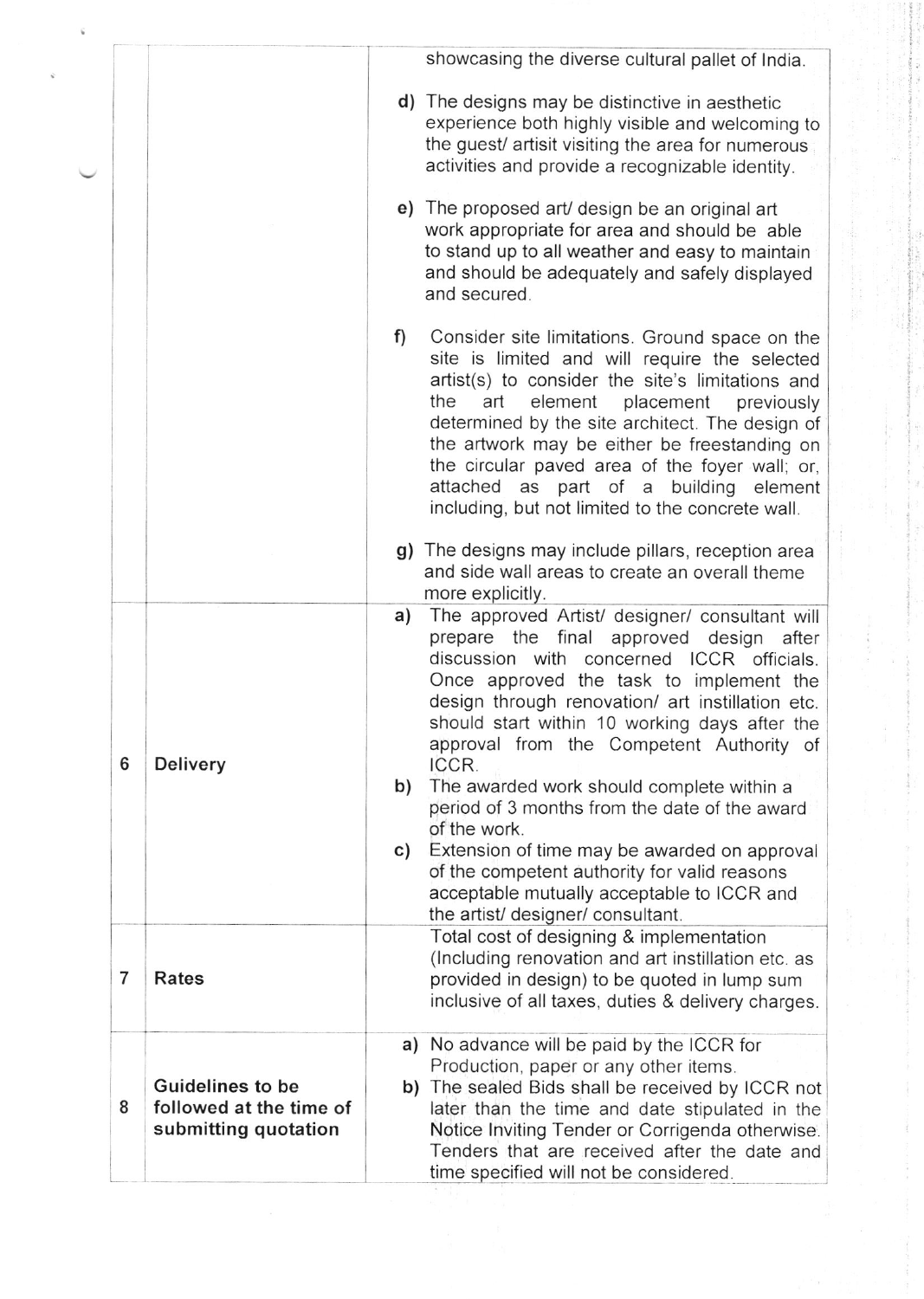| | | |
|---|---|---|
| | | showcasing the diverse cultural pallet of India.<br><br>**d)** The designs may be distinctive in aesthetic experience both highly visible and welcoming to the guest/ artisit visiting the area for numerous activities and provide a recognizable identity.<br><br>**e)** The proposed art/ design be an original art work appropriate for area and should be able to stand up to all weather and easy to maintain and should be adequately and safely displayed and secured.<br><br>**f)** Consider site limitations. Ground space on the site is limited and will require the selected artist(s) to consider the site's limitations and the art element placement previously determined by the site architect. The design of the artwork may be either be freestanding on the circular paved area of the foyer wall; or, attached as part of a building element including, but not limited to the concrete wall.<br><br>**g)** The designs may include pillars, reception area and side wall areas to create an overall theme more explicitly. |
| 6 | **Delivery** | **a)** The approved Artist/ designer/ consultant will prepare the final approved design after discussion with concerned ICCR officials. Once approved the task to implement the design through renovation/ art instillation etc. should start within 10 working days after the approval from the Competent Authority of ICCR.<br>**b)** The awarded work should complete within a period of 3 months from the date of the award of the work.<br>**c)** Extension of time may be awarded on approval of the competent authority for valid reasons acceptable mutually acceptable to ICCR and the artist/ designer/ consultant. |
| 7 | **Rates** | Total cost of designing & implementation (Including renovation and art instillation etc. as provided in design) to be quoted in lump sum inclusive of all taxes, duties & delivery charges. |
| 8 | **Guidelines to be followed at the time of submitting quotation** | **a)** No advance will be paid by the ICCR for Production, paper or any other items.<br>**b)** The sealed Bids shall be received by ICCR not later than the time and date stipulated in the Notice Inviting Tender or Corrigenda otherwise. Tenders that are received after the date and time specified will not be considered. |